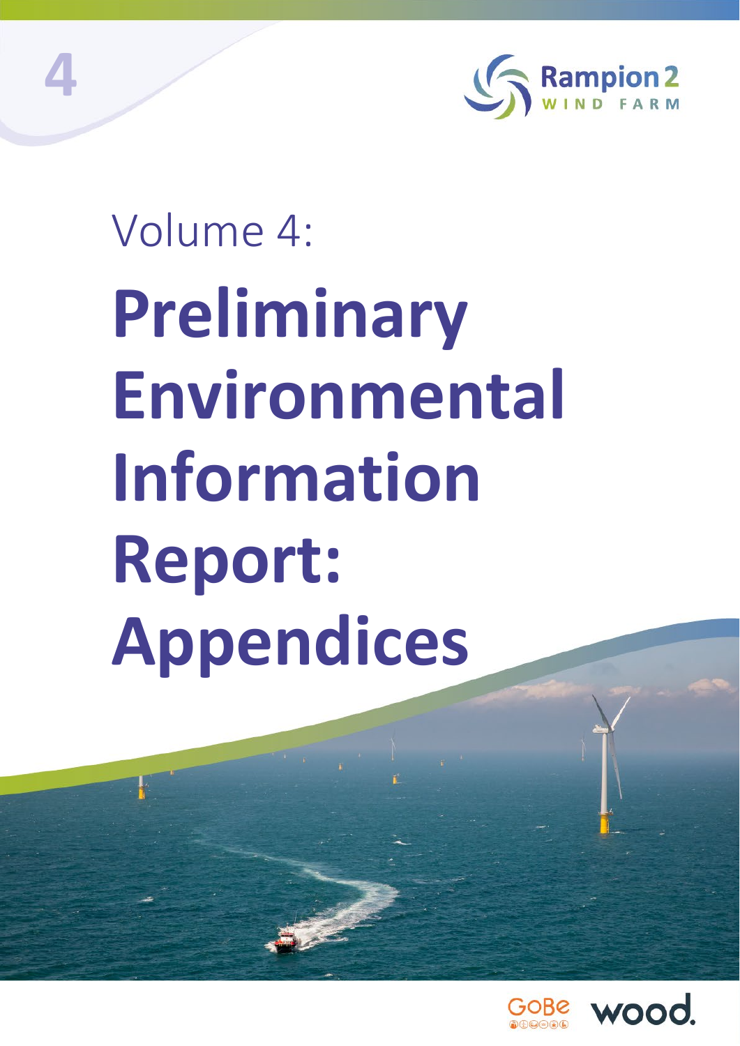4

Rampion 2
WIND FARM

Volume 4:

# Preliminary Environmental Information Report: Appendices

GoBe

wood.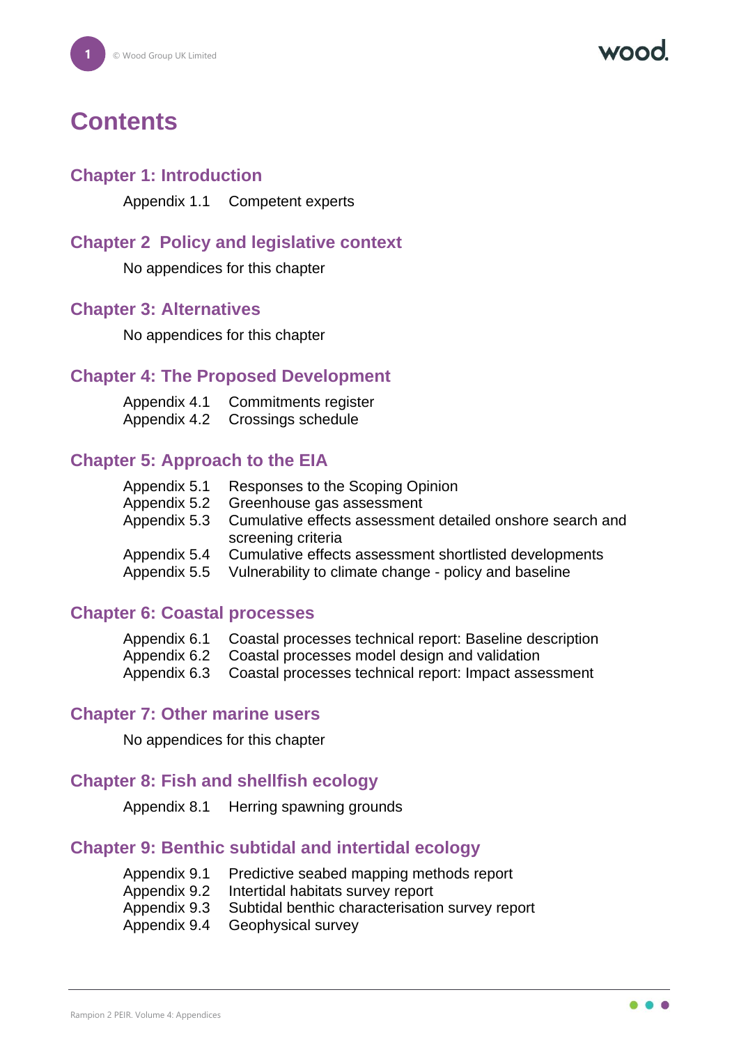# Contents

## Chapter 1: Introduction

Appendix 1.1 Competent experts

## Chapter 2 Policy and legislative context

No appendices for this chapter

## Chapter 3: Alternatives

No appendices for this chapter

## Chapter 4: The Proposed Development

Appendix 4.1 Commitments register
Appendix 4.2 Crossings schedule

## Chapter 5: Approach to the EIA

Appendix 5.1 Responses to the Scoping Opinion
Appendix 5.2 Greenhouse gas assessment
Appendix 5.3 Cumulative effects assessment detailed onshore search and screening criteria
Appendix 5.4 Cumulative effects assessment shortlisted developments
Appendix 5.5 Vulnerability to climate change - policy and baseline

## Chapter 6: Coastal processes

Appendix 6.1 Coastal processes technical report: Baseline description
Appendix 6.2 Coastal processes model design and validation
Appendix 6.3 Coastal processes technical report: Impact assessment

## Chapter 7: Other marine users

No appendices for this chapter

## Chapter 8: Fish and shellfish ecology

Appendix 8.1 Herring spawning grounds

## Chapter 9: Benthic subtidal and intertidal ecology

Appendix 9.1 Predictive seabed mapping methods report
Appendix 9.2 Intertidal habitats survey report
Appendix 9.3 Subtidal benthic characterisation survey report
Appendix 9.4 Geophysical survey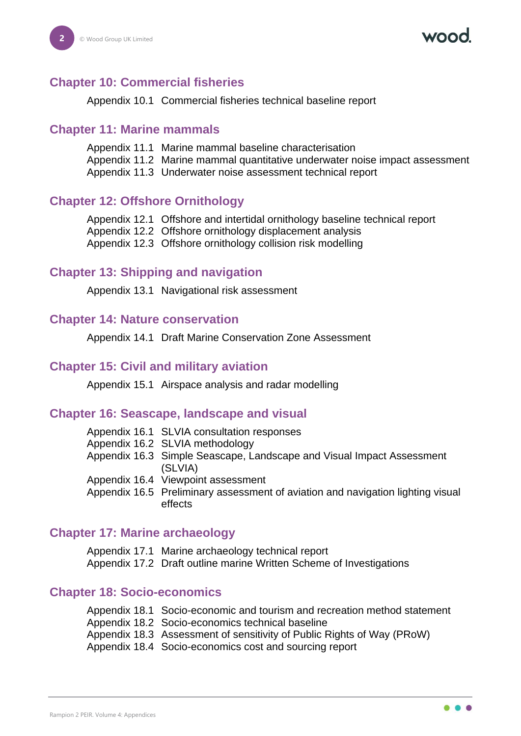## Chapter 10: Commercial fisheries

Appendix 10.1 Commercial fisheries technical baseline report

## Chapter 11: Marine mammals

Appendix 11.1 Marine mammal baseline characterisation
Appendix 11.2 Marine mammal quantitative underwater noise impact assessment
Appendix 11.3 Underwater noise assessment technical report

## Chapter 12: Offshore Ornithology

Appendix 12.1 Offshore and intertidal ornithology baseline technical report
Appendix 12.2 Offshore ornithology displacement analysis
Appendix 12.3 Offshore ornithology collision risk modelling

## Chapter 13: Shipping and navigation

Appendix 13.1 Navigational risk assessment

## Chapter 14: Nature conservation

Appendix 14.1 Draft Marine Conservation Zone Assessment

## Chapter 15: Civil and military aviation

Appendix 15.1 Airspace analysis and radar modelling

## Chapter 16: Seascape, landscape and visual

Appendix 16.1 SLVIA consultation responses
Appendix 16.2 SLVIA methodology
Appendix 16.3 Simple Seascape, Landscape and Visual Impact Assessment (SLVIA)
Appendix 16.4 Viewpoint assessment
Appendix 16.5 Preliminary assessment of aviation and navigation lighting visual effects

## Chapter 17: Marine archaeology

Appendix 17.1 Marine archaeology technical report
Appendix 17.2 Draft outline marine Written Scheme of Investigations

## Chapter 18: Socio-economics

Appendix 18.1 Socio-economic and tourism and recreation method statement
Appendix 18.2 Socio-economics technical baseline
Appendix 18.3 Assessment of sensitivity of Public Rights of Way (PRoW)
Appendix 18.4 Socio-economics cost and sourcing report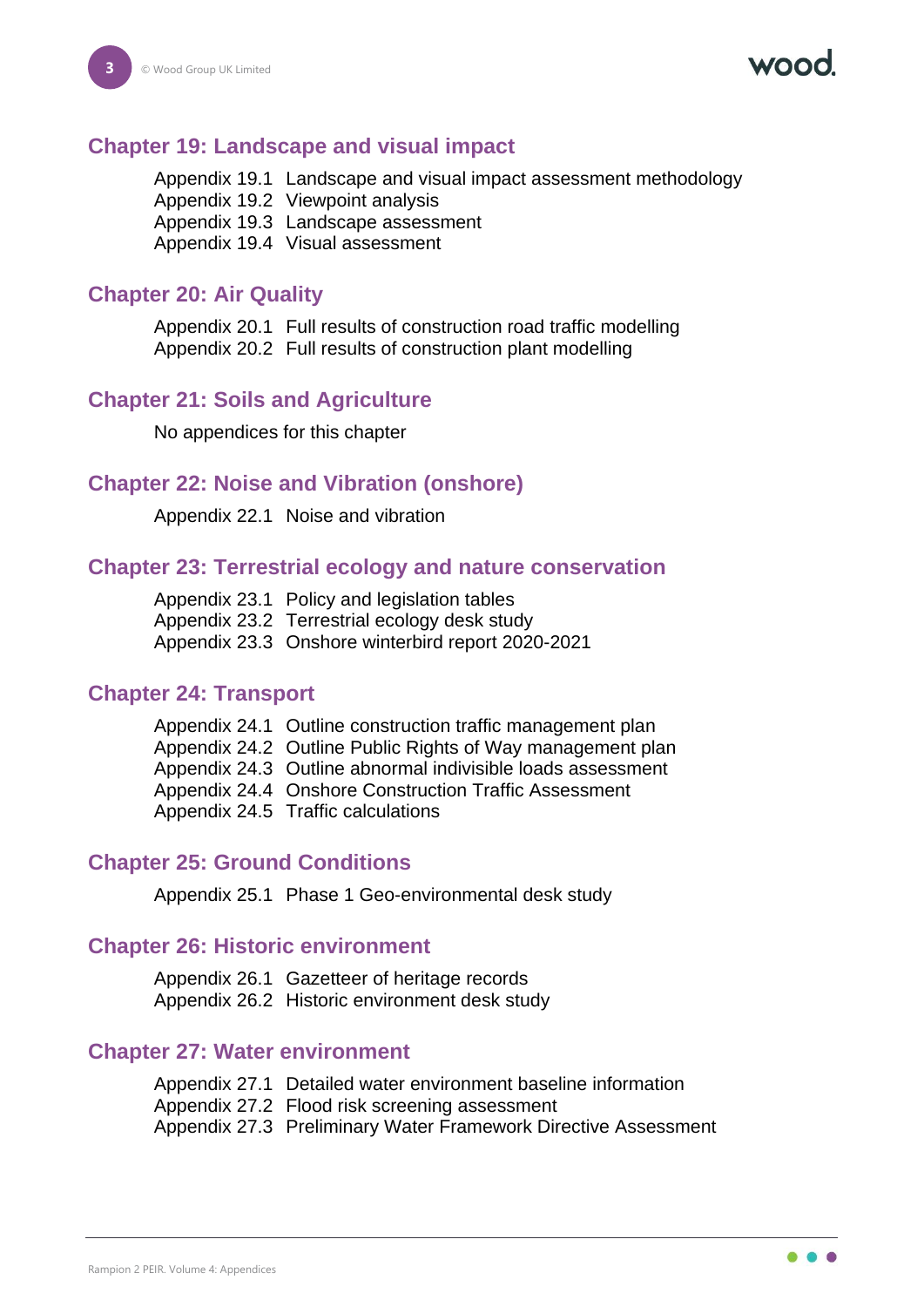## Chapter 19: Landscape and visual impact

Appendix 19.1 Landscape and visual impact assessment methodology
Appendix 19.2 Viewpoint analysis
Appendix 19.3 Landscape assessment
Appendix 19.4 Visual assessment

## Chapter 20: Air Quality

Appendix 20.1 Full results of construction road traffic modelling
Appendix 20.2 Full results of construction plant modelling

## Chapter 21: Soils and Agriculture

No appendices for this chapter

## Chapter 22: Noise and Vibration (onshore)

Appendix 22.1 Noise and vibration

## Chapter 23: Terrestrial ecology and nature conservation

Appendix 23.1 Policy and legislation tables
Appendix 23.2 Terrestrial ecology desk study
Appendix 23.3 Onshore winterbird report 2020-2021

## Chapter 24: Transport

Appendix 24.1 Outline construction traffic management plan
Appendix 24.2 Outline Public Rights of Way management plan
Appendix 24.3 Outline abnormal indivisible loads assessment
Appendix 24.4 Onshore Construction Traffic Assessment
Appendix 24.5 Traffic calculations

## Chapter 25: Ground Conditions

Appendix 25.1 Phase 1 Geo-environmental desk study

## Chapter 26: Historic environment

Appendix 26.1 Gazetteer of heritage records
Appendix 26.2 Historic environment desk study

## Chapter 27: Water environment

Appendix 27.1 Detailed water environment baseline information
Appendix 27.2 Flood risk screening assessment
Appendix 27.3 Preliminary Water Framework Directive Assessment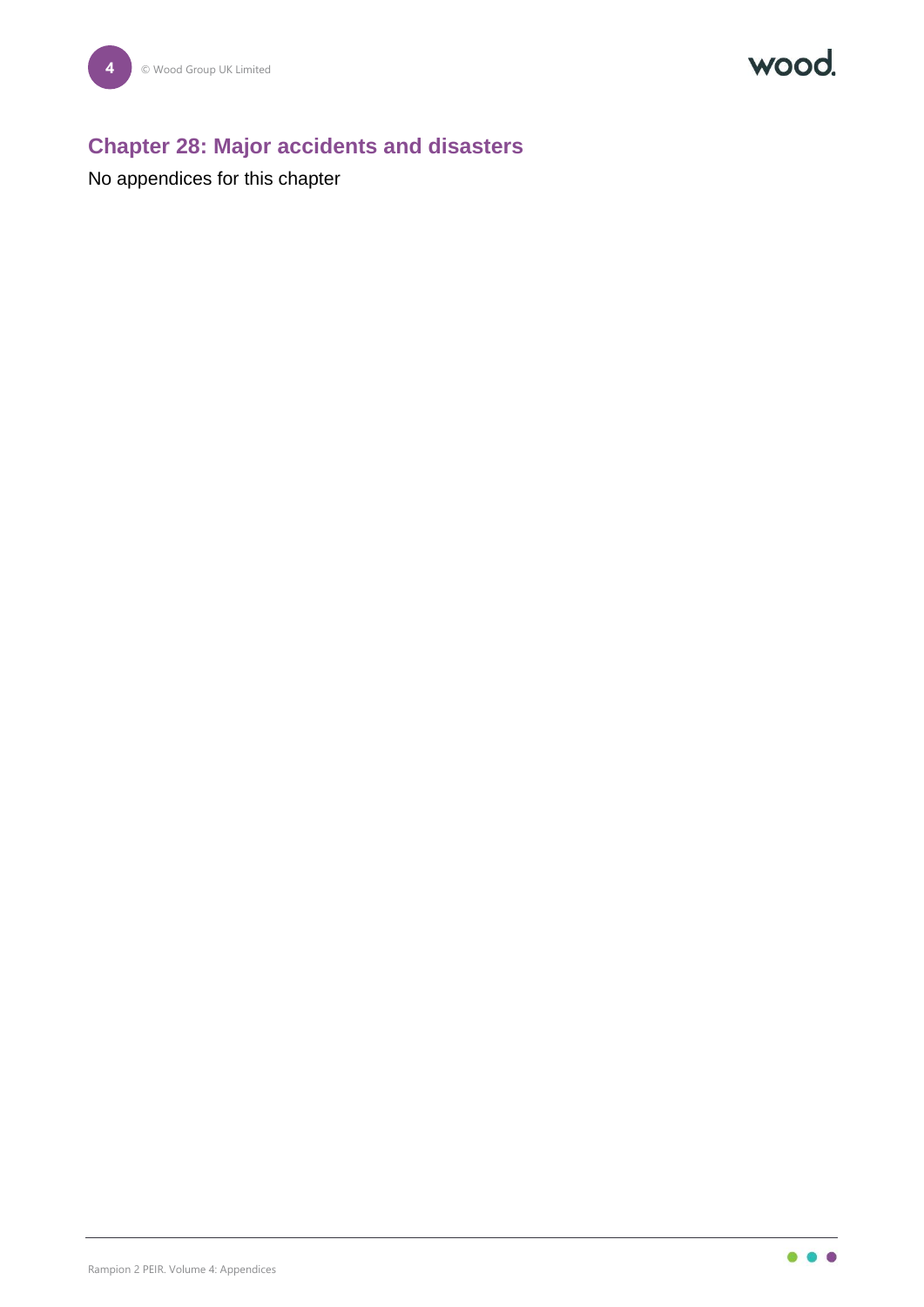## Chapter 28: Major accidents and disasters

No appendices for this chapter